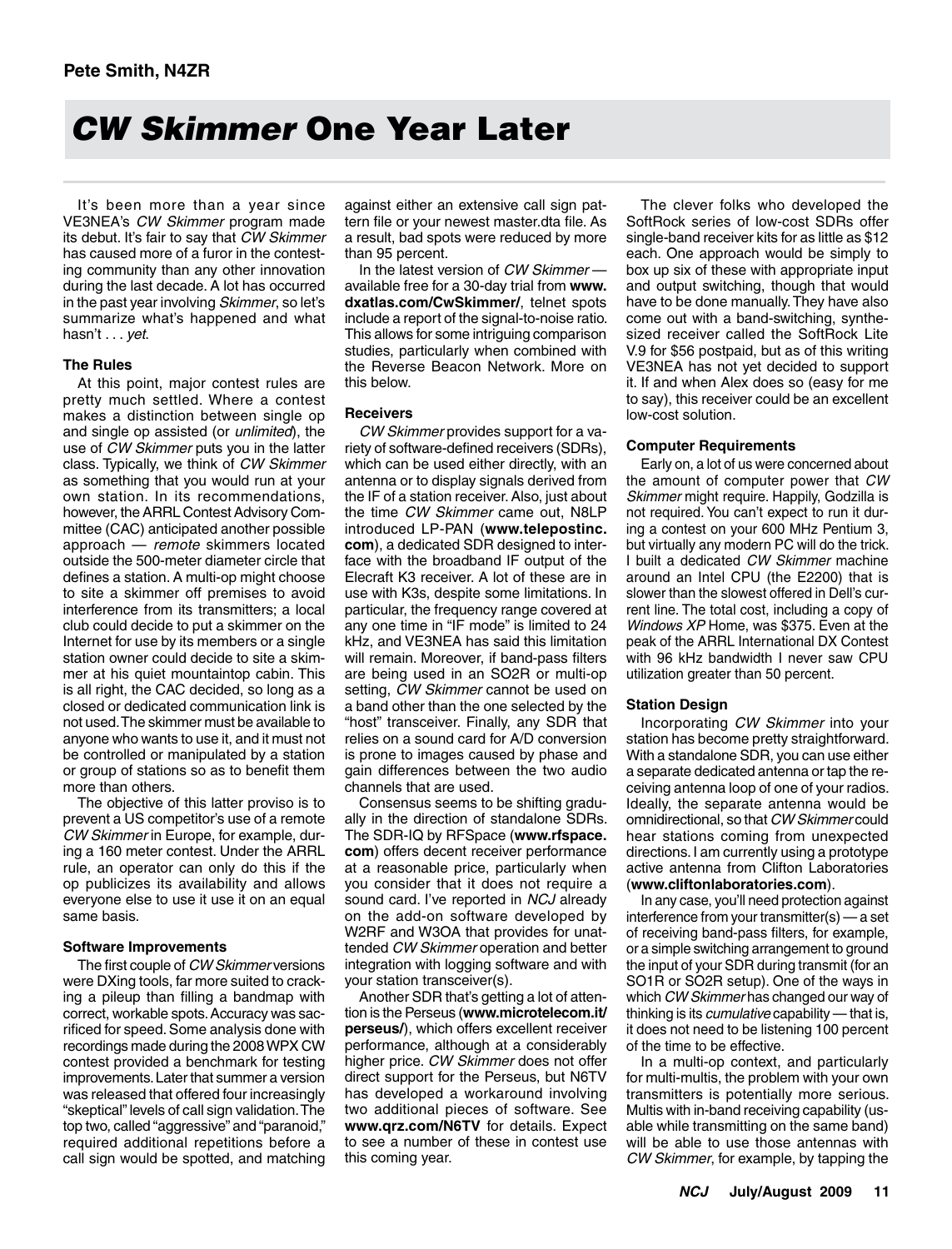**Pete Smith, N4ZR**

# *CW Skimmer* One Year Later

It's been more than a year since VE3NEA's *CW Skimmer* program made its debut. It's fair to say that *CW Skimmer* has caused more of a furor in the contesting community than any other innovation during the last decade. A lot has occurred in the past year involving *Skimmer*, so let's summarize what's happened and what hasn't . . . *yet*.

### The Rules

At this point, major contest rules are pretty much settled. Where a contest makes a distinction between single op and single op assisted (or *unlimited*), the use of *CW Skimmer* puts you in the latter class. Typically, we think of *CW Skimmer* as something that you would run at your own station. In its recommendations, however, the ARRL Contest Advisory Committee (CAC) anticipated another possible approach — *remote* skimmers located outside the 500-meter diameter circle that defines a station. A multi-op might choose to site a skimmer off premises to avoid interference from its transmitters; a local club could decide to put a skimmer on the Internet for use by its members or a single station owner could decide to site a skimmer at his quiet mountaintop cabin. This is all right, the CAC decided, so long as a closed or dedicated communication link is not used. The skimmer must be available to anyone who wants to use it, and it must not be controlled or manipulated by a station or group of stations so as to benefit them more than others.

The objective of this latter proviso is to prevent a US competitor's use of a remote *CW Skimmer* in Europe, for example, during a 160 meter contest. Under the ARRL rule, an operator can only do this if the op publicizes its availability and allows everyone else to use it use it on an equal same basis.

### Software Improvements

The first couple of *CW Skimmer* versions were DXing tools, far more suited to cracking a pileup than filling a bandmap with correct, workable spots. Accuracy was sacrificed for speed. Some analysis done with recordings made during the 2008 WPX CW contest provided a benchmark for testing improvements. Later that summer a version was released that offered four increasingly "skeptical" levels of call sign validation. The top two, called "aggressive" and "paranoid," required additional repetitions before a call sign would be spotted, and matching against either an extensive call sign pattern file or your newest master.dta file. As a result, bad spots were reduced by more than 95 percent.

In the latest version of *CW Skimmer* — available free for a 30-day trial from **www.dxatlas.com/CwSkimmer/**, telnet spots include a report of the signal-to-noise ratio. This allows for some intriguing comparison studies, particularly when combined with the Reverse Beacon Network. More on this below.

### Receivers

*CW Skimmer* provides support for a variety of software-defined receivers (SDRs), which can be used either directly, with an antenna or to display signals derived from the IF of a station receiver. Also, just about the time *CW Skimmer* came out, N8LP introduced LP-PAN (**www.telepostinc.com**), a dedicated SDR designed to interface with the broadband IF output of the Elecraft K3 receiver. A lot of these are in use with K3s, despite some limitations. In particular, the frequency range covered at any one time in "IF mode" is limited to 24 kHz, and VE3NEA has said this limitation will remain. Moreover, if band-pass filters are being used in an SO2R or multi-op setting, *CW Skimmer* cannot be used on a band other than the one selected by the "host" transceiver. Finally, any SDR that relies on a sound card for A/D conversion is prone to images caused by phase and gain differences between the two audio channels that are used.

Consensus seems to be shifting gradually in the direction of standalone SDRs. The SDR-IQ by RFSpace (**www.rfspace.com**) offers decent receiver performance at a reasonable price, particularly when you consider that it does not require a sound card. I've reported in *NCJ* already on the add-on software developed by W2RF and W3OA that provides for unattended *CW Skimmer* operation and better integration with logging software and with your station transceiver(s).

Another SDR that's getting a lot of attention is the Perseus (**www.microtelecom.it/perseus/**), which offers excellent receiver performance, although at a considerably higher price. *CW Skimmer* does not offer direct support for the Perseus, but N6TV has developed a workaround involving two additional pieces of software. See **www.qrz.com/N6TV** for details. Expect to see a number of these in contest use this coming year.

The clever folks who developed the SoftRock series of low-cost SDRs offer single-band receiver kits for as little as $12 each. One approach would be simply to box up six of these with appropriate input and output switching, though that would have to be done manually. They have also come out with a band-switching, synthesized receiver called the SoftRock Lite V.9 for $56 postpaid, but as of this writing VE3NEA has not yet decided to support it. If and when Alex does so (easy for me to say), this receiver could be an excellent low-cost solution.

### Computer Requirements

Early on, a lot of us were concerned about the amount of computer power that *CW Skimmer* might require. Happily, Godzilla is not required. You can't expect to run it during a contest on your 600 MHz Pentium 3, but virtually any modern PC will do the trick. I built a dedicated *CW Skimmer* machine around an Intel CPU (the E2200) that is slower than the slowest offered in Dell's current line. The total cost, including a copy of *Windows XP* Home, was $375. Even at the peak of the ARRL International DX Contest with 96 kHz bandwidth I never saw CPU utilization greater than 50 percent.

### Station Design

Incorporating *CW Skimmer* into your station has become pretty straightforward. With a standalone SDR, you can use either a separate dedicated antenna or tap the receiving antenna loop of one of your radios. Ideally, the separate antenna would be omnidirectional, so that *CW Skimmer* could hear stations coming from unexpected directions. I am currently using a prototype active antenna from Clifton Laboratories (**www.cliftonlaboratories.com**).

In any case, you'll need protection against interference from your transmitter(s) — a set of receiving band-pass filters, for example, or a simple switching arrangement to ground the input of your SDR during transmit (for an SO1R or SO2R setup). One of the ways in which *CW Skimmer* has changed our way of thinking is its *cumulative* capability — that is, it does not need to be listening 100 percent of the time to be effective.

In a multi-op context, and particularly for multi-multis, the problem with your own transmitters is potentially more serious. Multis with in-band receiving capability (usable while transmitting on the same band) will be able to use those antennas with *CW Skimmer*, for example, by tapping the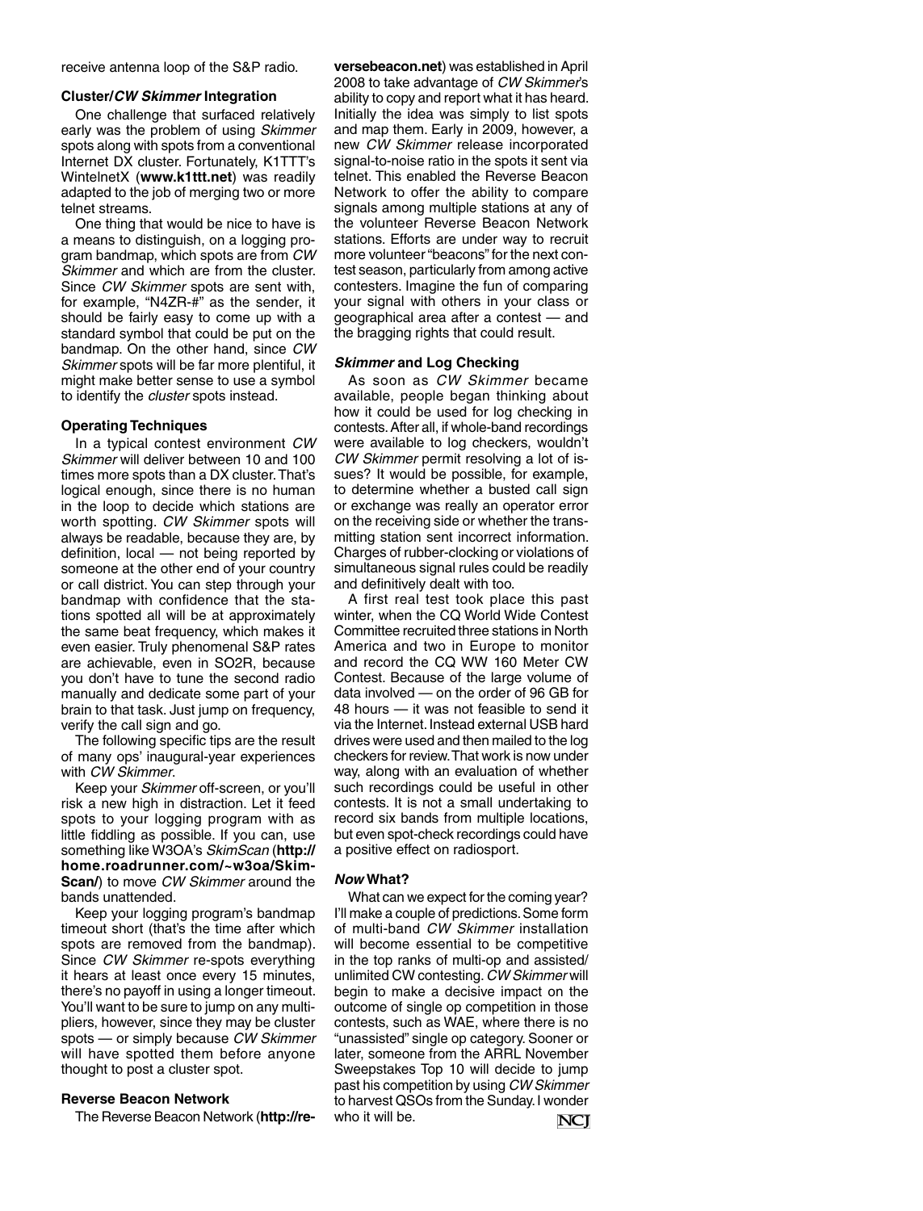receive antenna loop of the S&P radio.

### Cluster/*CW Skimmer* Integration

One challenge that surfaced relatively early was the problem of using *Skimmer* spots along with spots from a conventional Internet DX cluster. Fortunately, K1TTT's WintelnetX (**www.k1ttt.net**) was readily adapted to the job of merging two or more telnet streams.

One thing that would be nice to have is a means to distinguish, on a logging program bandmap, which spots are from *CW Skimmer* and which are from the cluster. Since *CW Skimmer* spots are sent with, for example, "N4ZR-#" as the sender, it should be fairly easy to come up with a standard symbol that could be put on the bandmap. On the other hand, since *CW Skimmer* spots will be far more plentiful, it might make better sense to use a symbol to identify the *cluster* spots instead.

### Operating Techniques

In a typical contest environment *CW Skimmer* will deliver between 10 and 100 times more spots than a DX cluster. That's logical enough, since there is no human in the loop to decide which stations are worth spotting. *CW Skimmer* spots will always be readable, because they are, by definition, local — not being reported by someone at the other end of your country or call district. You can step through your bandmap with confidence that the stations spotted all will be at approximately the same beat frequency, which makes it even easier. Truly phenomenal S&P rates are achievable, even in SO2R, because you don't have to tune the second radio manually and dedicate some part of your brain to that task. Just jump on frequency, verify the call sign and go.

The following specific tips are the result of many ops' inaugural-year experiences with *CW Skimmer*.

Keep your *Skimmer* off-screen, or you'll risk a new high in distraction. Let it feed spots to your logging program with as little fiddling as possible. If you can, use something like W3OA's *SkimScan* (**http://home.roadrunner.com/~w3oa/SkimScan/**) to move *CW Skimmer* around the bands unattended.

Keep your logging program's bandmap timeout short (that's the time after which spots are removed from the bandmap). Since *CW Skimmer* re-spots everything it hears at least once every 15 minutes, there's no payoff in using a longer timeout. You'll want to be sure to jump on any multipliers, however, since they may be cluster spots — or simply because *CW Skimmer* will have spotted them before anyone thought to post a cluster spot.

### Reverse Beacon Network

The Reverse Beacon Network (**http://reversebeacon.net**) was established in April 2008 to take advantage of *CW Skimmer*'s ability to copy and report what it has heard. Initially the idea was simply to list spots and map them. Early in 2009, however, a new *CW Skimmer* release incorporated signal-to-noise ratio in the spots it sent via telnet. This enabled the Reverse Beacon Network to offer the ability to compare signals among multiple stations at any of the volunteer Reverse Beacon Network stations. Efforts are under way to recruit more volunteer "beacons" for the next contest season, particularly from among active contesters. Imagine the fun of comparing your signal with others in your class or geographical area after a contest — and the bragging rights that could result.

### *Skimmer* and Log Checking

As soon as *CW Skimmer* became available, people began thinking about how it could be used for log checking in contests. After all, if whole-band recordings were available to log checkers, wouldn't *CW Skimmer* permit resolving a lot of issues? It would be possible, for example, to determine whether a busted call sign or exchange was really an operator error on the receiving side or whether the transmitting station sent incorrect information. Charges of rubber-clocking or violations of simultaneous signal rules could be readily and definitively dealt with too.

A first real test took place this past winter, when the CQ World Wide Contest Committee recruited three stations in North America and two in Europe to monitor and record the CQ WW 160 Meter CW Contest. Because of the large volume of data involved — on the order of 96 GB for 48 hours — it was not feasible to send it via the Internet. Instead external USB hard drives were used and then mailed to the log checkers for review. That work is now under way, along with an evaluation of whether such recordings could be useful in other contests. It is not a small undertaking to record six bands from multiple locations, but even spot-check recordings could have a positive effect on radiosport.

### *Now* What?

What can we expect for the coming year? I'll make a couple of predictions. Some form of multi-band *CW Skimmer* installation will become essential to be competitive in the top ranks of multi-op and assisted/unlimited CW contesting. *CW Skimmer* will begin to make a decisive impact on the outcome of single op competition in those contests, such as WAE, where there is no "unassisted" single op category. Sooner or later, someone from the ARRL November Sweepstakes Top 10 will decide to jump past his competition by using *CW Skimmer* to harvest QSOs from the Sunday. I wonder who it will be.